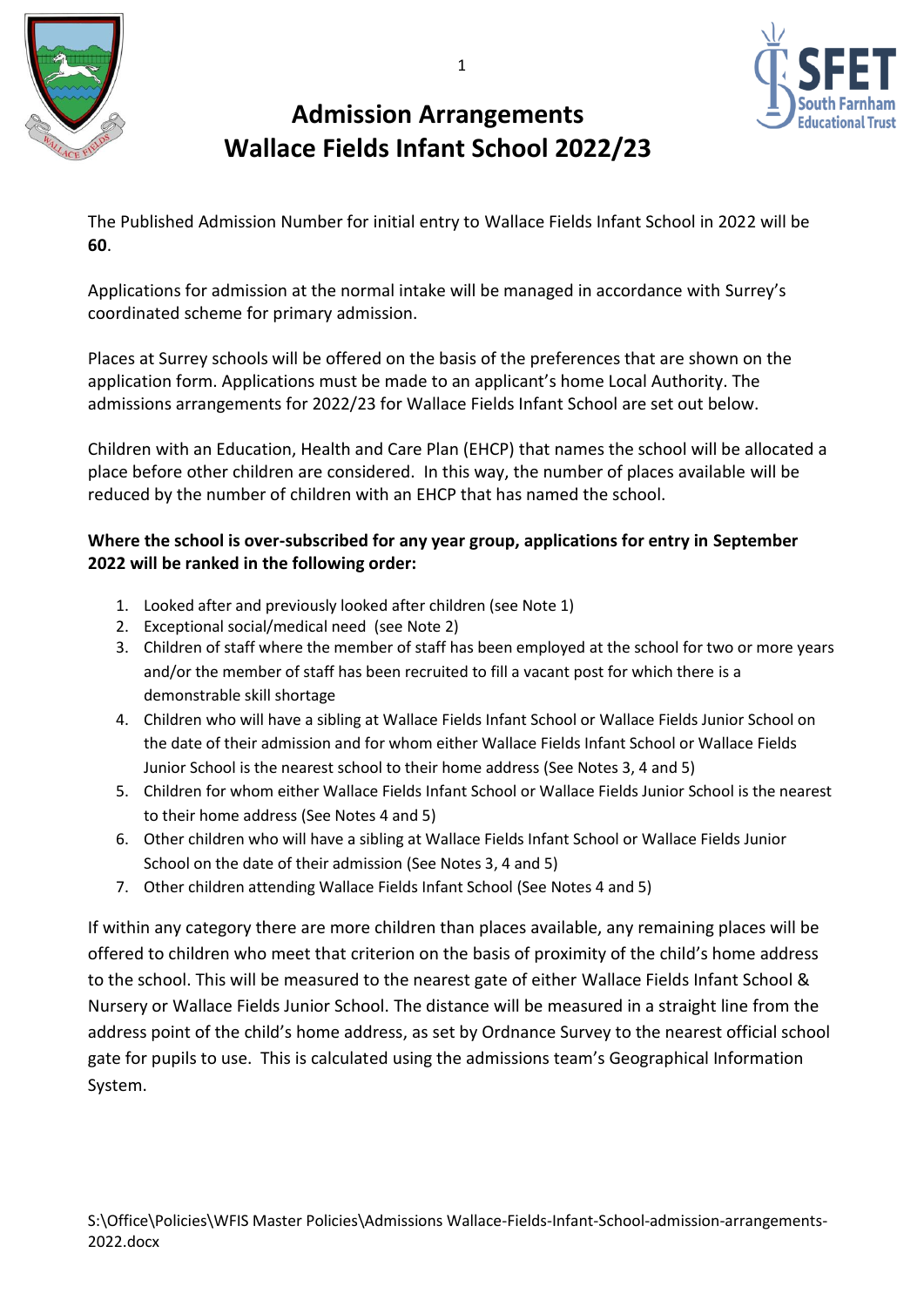# Admission Arrangements
# Wallace Fields Infant School 2022/23

The Published Admission Number for initial entry to Wallace Fields Infant School in 2022 will be **60**.

Applications for admission at the normal intake will be managed in accordance with Surrey's coordinated scheme for primary admission.

Places at Surrey schools will be offered on the basis of the preferences that are shown on the application form. Applications must be made to an applicant's home Local Authority. The admissions arrangements for 2022/23 for Wallace Fields Infant School are set out below.

Children with an Education, Health and Care Plan (EHCP) that names the school will be allocated a place before other children are considered. In this way, the number of places available will be reduced by the number of children with an EHCP that has named the school.

**Where the school is over-subscribed for any year group, applications for entry in September 2022 will be ranked in the following order:**

1. Looked after and previously looked after children (see Note 1)
2. Exceptional social/medical need (see Note 2)
3. Children of staff where the member of staff has been employed at the school for two or more years and/or the member of staff has been recruited to fill a vacant post for which there is a demonstrable skill shortage
4. Children who will have a sibling at Wallace Fields Infant School or Wallace Fields Junior School on the date of their admission and for whom either Wallace Fields Infant School or Wallace Fields Junior School is the nearest school to their home address (See Notes 3, 4 and 5)
5. Children for whom either Wallace Fields Infant School or Wallace Fields Junior School is the nearest to their home address (See Notes 4 and 5)
6. Other children who will have a sibling at Wallace Fields Infant School or Wallace Fields Junior School on the date of their admission (See Notes 3, 4 and 5)
7. Other children attending Wallace Fields Infant School (See Notes 4 and 5)

If within any category there are more children than places available, any remaining places will be offered to children who meet that criterion on the basis of proximity of the child's home address to the school. This will be measured to the nearest gate of either Wallace Fields Infant School & Nursery or Wallace Fields Junior School. The distance will be measured in a straight line from the address point of the child's home address, as set by Ordnance Survey to the nearest official school gate for pupils to use. This is calculated using the admissions team's Geographical Information System.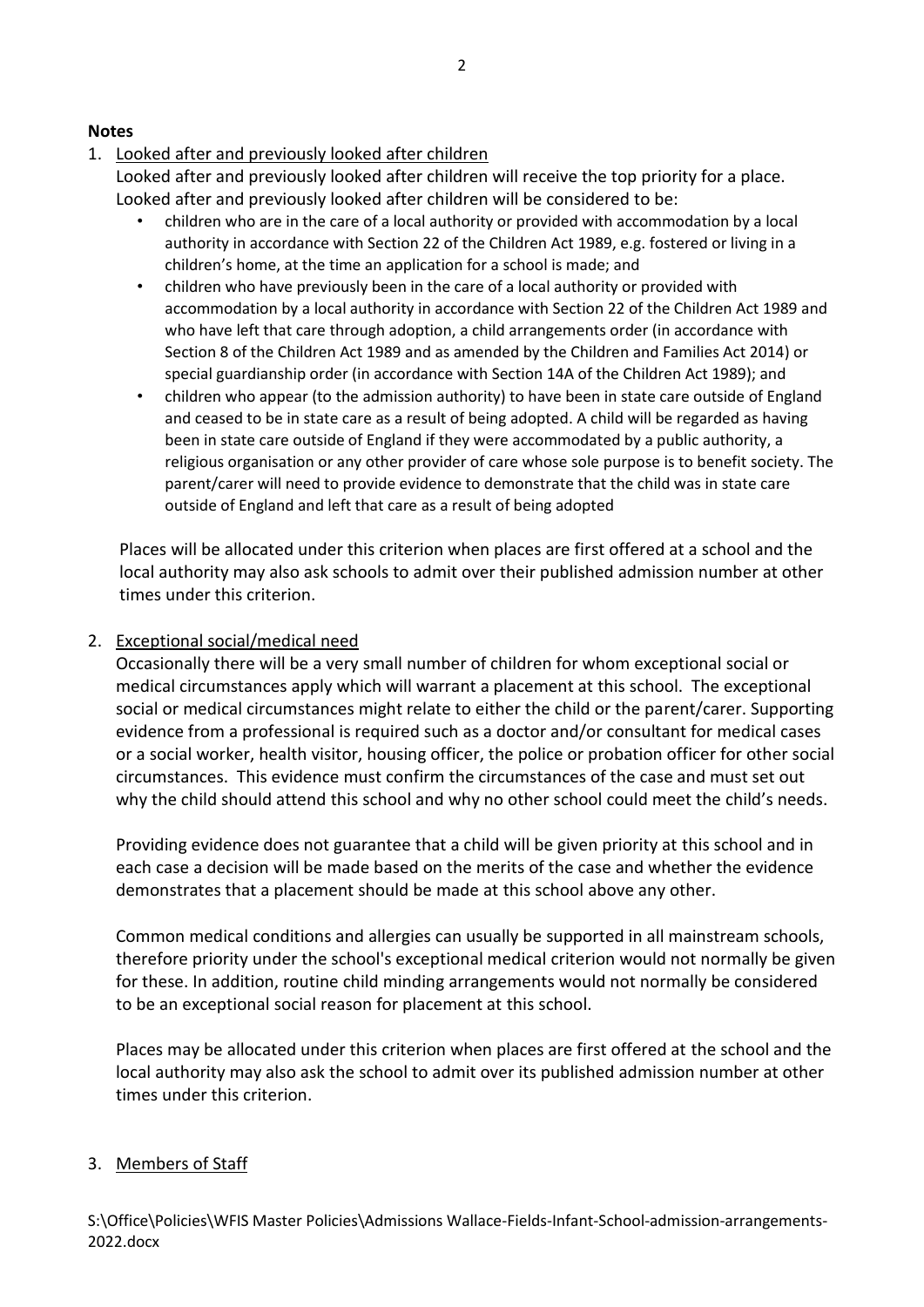**Notes**

1. Looked after and previously looked after children

   Looked after and previously looked after children will receive the top priority for a place. Looked after and previously looked after children will be considered to be:

   - children who are in the care of a local authority or provided with accommodation by a local authority in accordance with Section 22 of the Children Act 1989, e.g. fostered or living in a children's home, at the time an application for a school is made; and
   - children who have previously been in the care of a local authority or provided with accommodation by a local authority in accordance with Section 22 of the Children Act 1989 and who have left that care through adoption, a child arrangements order (in accordance with Section 8 of the Children Act 1989 and as amended by the Children and Families Act 2014) or special guardianship order (in accordance with Section 14A of the Children Act 1989); and
   - children who appear (to the admission authority) to have been in state care outside of England and ceased to be in state care as a result of being adopted. A child will be regarded as having been in state care outside of England if they were accommodated by a public authority, a religious organisation or any other provider of care whose sole purpose is to benefit society. The parent/carer will need to provide evidence to demonstrate that the child was in state care outside of England and left that care as a result of being adopted

   Places will be allocated under this criterion when places are first offered at a school and the local authority may also ask schools to admit over their published admission number at other times under this criterion.

2. Exceptional social/medical need

   Occasionally there will be a very small number of children for whom exceptional social or medical circumstances apply which will warrant a placement at this school. The exceptional social or medical circumstances might relate to either the child or the parent/carer. Supporting evidence from a professional is required such as a doctor and/or consultant for medical cases or a social worker, health visitor, housing officer, the police or probation officer for other social circumstances. This evidence must confirm the circumstances of the case and must set out why the child should attend this school and why no other school could meet the child's needs.

   Providing evidence does not guarantee that a child will be given priority at this school and in each case a decision will be made based on the merits of the case and whether the evidence demonstrates that a placement should be made at this school above any other.

   Common medical conditions and allergies can usually be supported in all mainstream schools, therefore priority under the school's exceptional medical criterion would not normally be given for these. In addition, routine child minding arrangements would not normally be considered to be an exceptional social reason for placement at this school.

   Places may be allocated under this criterion when places are first offered at the school and the local authority may also ask the school to admit over its published admission number at other times under this criterion.

3. Members of Staff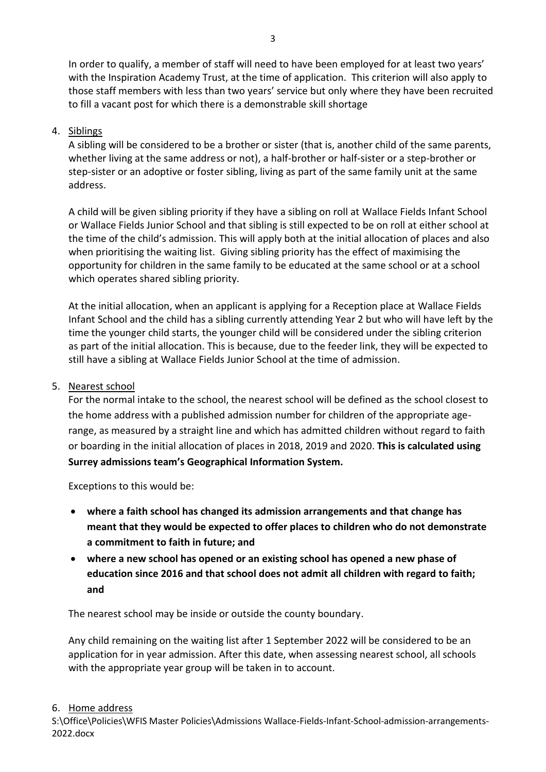In order to qualify, a member of staff will need to have been employed for at least two years' with the Inspiration Academy Trust, at the time of application. This criterion will also apply to those staff members with less than two years' service but only where they have been recruited to fill a vacant post for which there is a demonstrable skill shortage

4. Siblings

   A sibling will be considered to be a brother or sister (that is, another child of the same parents, whether living at the same address or not), a half-brother or half-sister or a step-brother or step-sister or an adoptive or foster sibling, living as part of the same family unit at the same address.

   A child will be given sibling priority if they have a sibling on roll at Wallace Fields Infant School or Wallace Fields Junior School and that sibling is still expected to be on roll at either school at the time of the child's admission. This will apply both at the initial allocation of places and also when prioritising the waiting list. Giving sibling priority has the effect of maximising the opportunity for children in the same family to be educated at the same school or at a school which operates shared sibling priority.

   At the initial allocation, when an applicant is applying for a Reception place at Wallace Fields Infant School and the child has a sibling currently attending Year 2 but who will have left by the time the younger child starts, the younger child will be considered under the sibling criterion as part of the initial allocation. This is because, due to the feeder link, they will be expected to still have a sibling at Wallace Fields Junior School at the time of admission.

5. Nearest school

   For the normal intake to the school, the nearest school will be defined as the school closest to the home address with a published admission number for children of the appropriate age-range, as measured by a straight line and which has admitted children without regard to faith or boarding in the initial allocation of places in 2018, 2019 and 2020. **This is calculated using Surrey admissions team's Geographical Information System.**

   Exceptions to this would be:

   - **where a faith school has changed its admission arrangements and that change has meant that they would be expected to offer places to children who do not demonstrate a commitment to faith in future; and**
   - **where a new school has opened or an existing school has opened a new phase of education since 2016 and that school does not admit all children with regard to faith; and**

   The nearest school may be inside or outside the county boundary.

   Any child remaining on the waiting list after 1 September 2022 will be considered to be an application for in year admission. After this date, when assessing nearest school, all schools with the appropriate year group will be taken in to account.

6. Home address

S:\Office\Policies\WFIS Master Policies\Admissions Wallace-Fields-Infant-School-admission-arrangements-2022.docx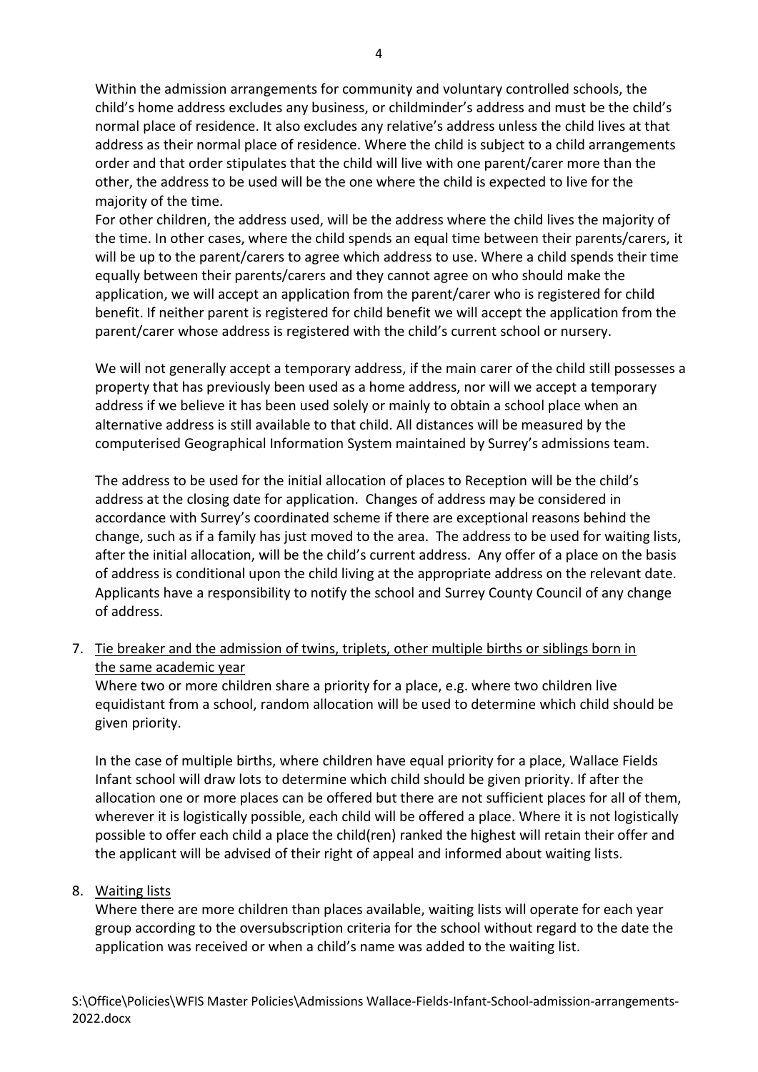Within the admission arrangements for community and voluntary controlled schools, the child's home address excludes any business, or childminder's address and must be the child's normal place of residence. It also excludes any relative's address unless the child lives at that address as their normal place of residence. Where the child is subject to a child arrangements order and that order stipulates that the child will live with one parent/carer more than the other, the address to be used will be the one where the child is expected to live for the majority of the time.
For other children, the address used, will be the address where the child lives the majority of the time. In other cases, where the child spends an equal time between their parents/carers, it will be up to the parent/carers to agree which address to use. Where a child spends their time equally between their parents/carers and they cannot agree on who should make the application, we will accept an application from the parent/carer who is registered for child benefit. If neither parent is registered for child benefit we will accept the application from the parent/carer whose address is registered with the child's current school or nursery.

We will not generally accept a temporary address, if the main carer of the child still possesses a property that has previously been used as a home address, nor will we accept a temporary address if we believe it has been used solely or mainly to obtain a school place when an alternative address is still available to that child. All distances will be measured by the computerised Geographical Information System maintained by Surrey's admissions team.

The address to be used for the initial allocation of places to Reception will be the child's address at the closing date for application. Changes of address may be considered in accordance with Surrey's coordinated scheme if there are exceptional reasons behind the change, such as if a family has just moved to the area. The address to be used for waiting lists, after the initial allocation, will be the child's current address. Any offer of a place on the basis of address is conditional upon the child living at the appropriate address on the relevant date. Applicants have a responsibility to notify the school and Surrey County Council of any change of address.

7. <u>Tie breaker and the admission of twins, triplets, other multiple births or siblings born in the same academic year</u>

   Where two or more children share a priority for a place, e.g. where two children live equidistant from a school, random allocation will be used to determine which child should be given priority.

   In the case of multiple births, where children have equal priority for a place, Wallace Fields Infant school will draw lots to determine which child should be given priority. If after the allocation one or more places can be offered but there are not sufficient places for all of them, wherever it is logistically possible, each child will be offered a place. Where it is not logistically possible to offer each child a place the child(ren) ranked the highest will retain their offer and the applicant will be advised of their right of appeal and informed about waiting lists.

8. <u>Waiting lists</u>

   Where there are more children than places available, waiting lists will operate for each year group according to the oversubscription criteria for the school without regard to the date the application was received or when a child's name was added to the waiting list.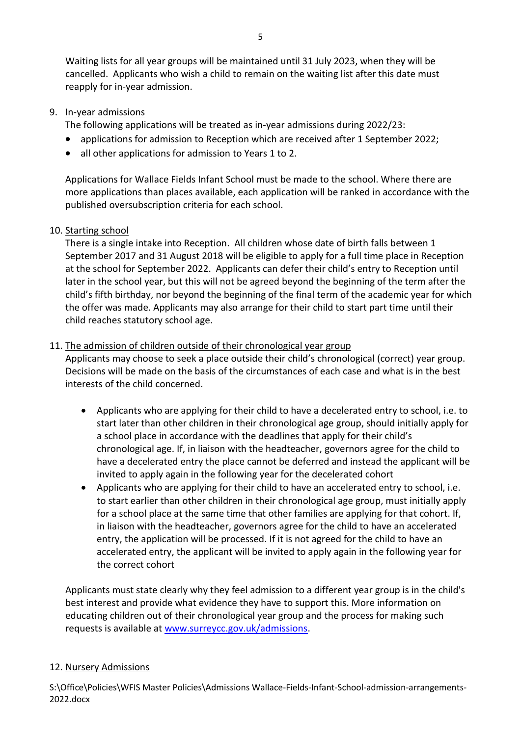Waiting lists for all year groups will be maintained until 31 July 2023, when they will be cancelled. Applicants who wish a child to remain on the waiting list after this date must reapply for in-year admission.

9. In-year admissions

   The following applications will be treated as in-year admissions during 2022/23:

   - applications for admission to Reception which are received after 1 September 2022;
   - all other applications for admission to Years 1 to 2.

   Applications for Wallace Fields Infant School must be made to the school. Where there are more applications than places available, each application will be ranked in accordance with the published oversubscription criteria for each school.

10. Starting school

    There is a single intake into Reception. All children whose date of birth falls between 1 September 2017 and 31 August 2018 will be eligible to apply for a full time place in Reception at the school for September 2022. Applicants can defer their child's entry to Reception until later in the school year, but this will not be agreed beyond the beginning of the term after the child's fifth birthday, nor beyond the beginning of the final term of the academic year for which the offer was made. Applicants may also arrange for their child to start part time until their child reaches statutory school age.

11. The admission of children outside of their chronological year group

    Applicants may choose to seek a place outside their child's chronological (correct) year group. Decisions will be made on the basis of the circumstances of each case and what is in the best interests of the child concerned.

    - Applicants who are applying for their child to have a decelerated entry to school, i.e. to start later than other children in their chronological age group, should initially apply for a school place in accordance with the deadlines that apply for their child's chronological age. If, in liaison with the headteacher, governors agree for the child to have a decelerated entry the place cannot be deferred and instead the applicant will be invited to apply again in the following year for the decelerated cohort
    - Applicants who are applying for their child to have an accelerated entry to school, i.e. to start earlier than other children in their chronological age group, must initially apply for a school place at the same time that other families are applying for that cohort. If, in liaison with the headteacher, governors agree for the child to have an accelerated entry, the application will be processed. If it is not agreed for the child to have an accelerated entry, the applicant will be invited to apply again in the following year for the correct cohort

    Applicants must state clearly why they feel admission to a different year group is in the child's best interest and provide what evidence they have to support this. More information on educating children out of their chronological year group and the process for making such requests is available at www.surreycc.gov.uk/admissions.

12. Nursery Admissions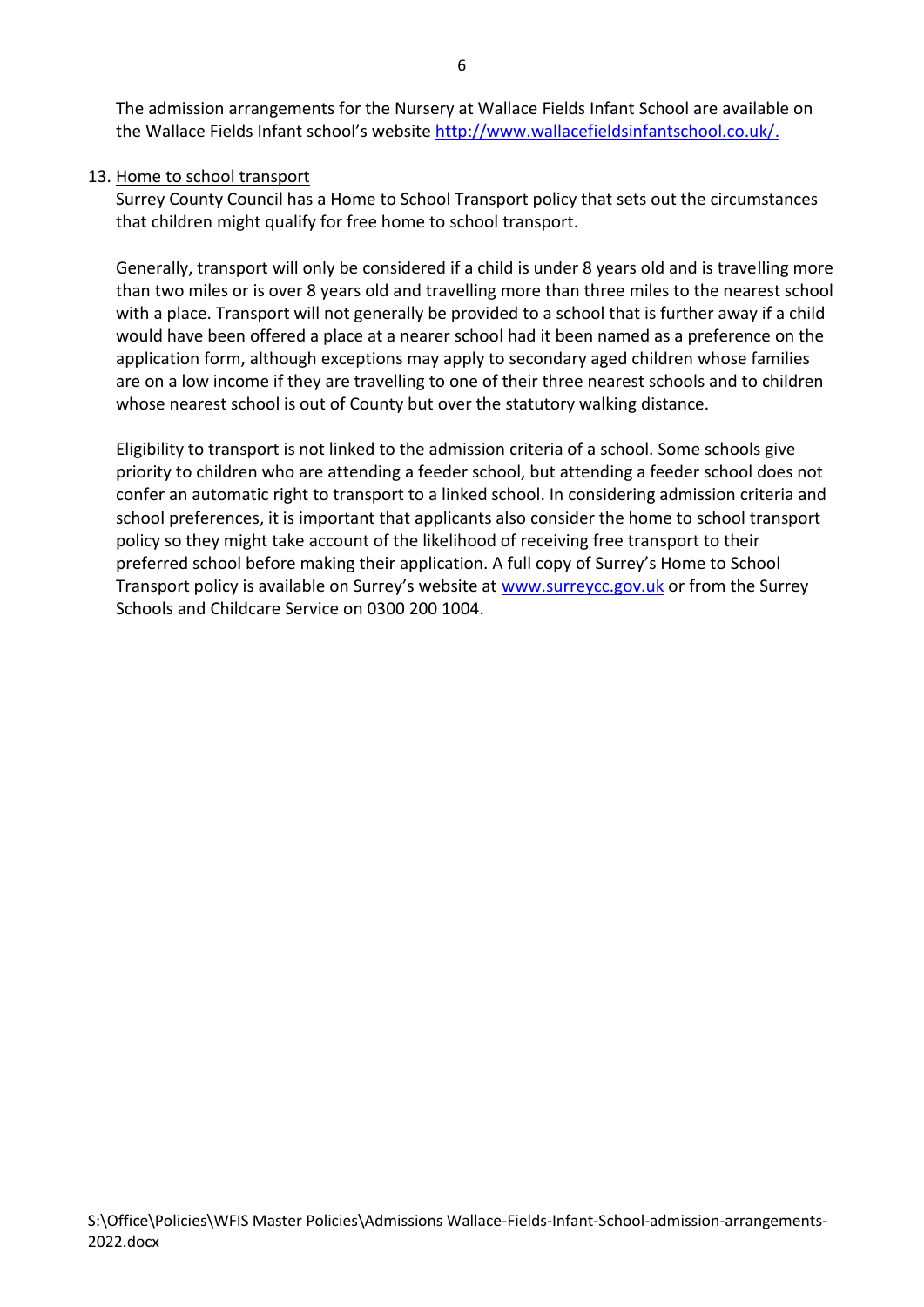The admission arrangements for the Nursery at Wallace Fields Infant School are available on the Wallace Fields Infant school's website http://www.wallacefieldsinfantschool.co.uk/.

13. Home to school transport

Surrey County Council has a Home to School Transport policy that sets out the circumstances that children might qualify for free home to school transport.

Generally, transport will only be considered if a child is under 8 years old and is travelling more than two miles or is over 8 years old and travelling more than three miles to the nearest school with a place. Transport will not generally be provided to a school that is further away if a child would have been offered a place at a nearer school had it been named as a preference on the application form, although exceptions may apply to secondary aged children whose families are on a low income if they are travelling to one of their three nearest schools and to children whose nearest school is out of County but over the statutory walking distance.

Eligibility to transport is not linked to the admission criteria of a school. Some schools give priority to children who are attending a feeder school, but attending a feeder school does not confer an automatic right to transport to a linked school. In considering admission criteria and school preferences, it is important that applicants also consider the home to school transport policy so they might take account of the likelihood of receiving free transport to their preferred school before making their application. A full copy of Surrey's Home to School Transport policy is available on Surrey's website at www.surreycc.gov.uk or from the Surrey Schools and Childcare Service on 0300 200 1004.